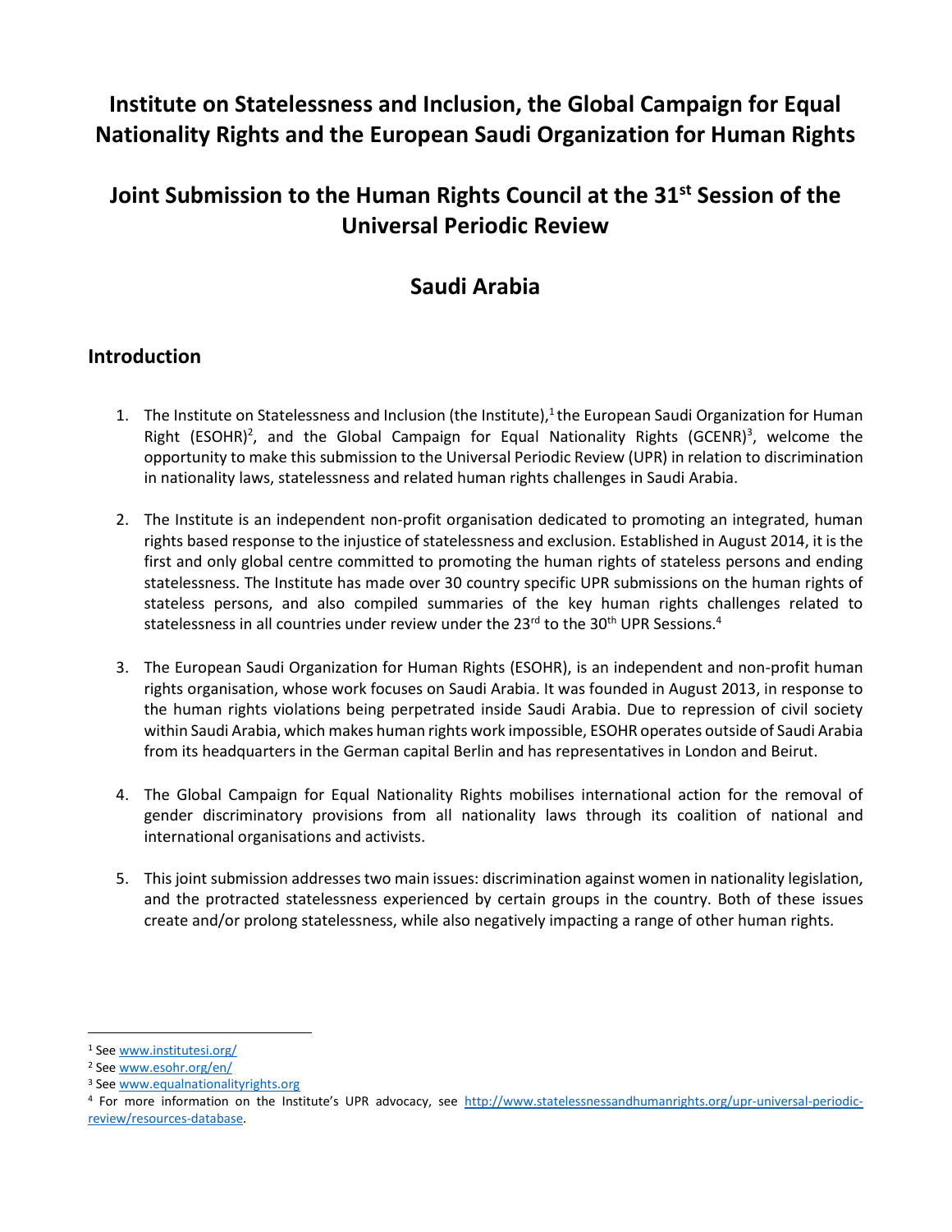# Institute on Statelessness and Inclusion, the Global Campaign for Equal Nationality Rights and the European Saudi Organization for Human Rights

# Joint Submission to the Human Rights Council at the 31st Session of the Universal Periodic Review

# Saudi Arabia

## Introduction

1. The Institute on Statelessness and Inclusion (the Institute),[1] the European Saudi Organization for Human Right (ESOHR)[2], and the Global Campaign for Equal Nationality Rights (GCENR)[3], welcome the opportunity to make this submission to the Universal Periodic Review (UPR) in relation to discrimination in nationality laws, statelessness and related human rights challenges in Saudi Arabia.

2. The Institute is an independent non-profit organisation dedicated to promoting an integrated, human rights based response to the injustice of statelessness and exclusion. Established in August 2014, it is the first and only global centre committed to promoting the human rights of stateless persons and ending statelessness. The Institute has made over 30 country specific UPR submissions on the human rights of stateless persons, and also compiled summaries of the key human rights challenges related to statelessness in all countries under review under the 23rd to the 30th UPR Sessions.[4]

3. The European Saudi Organization for Human Rights (ESOHR), is an independent and non-profit human rights organisation, whose work focuses on Saudi Arabia. It was founded in August 2013, in response to the human rights violations being perpetrated inside Saudi Arabia. Due to repression of civil society within Saudi Arabia, which makes human rights work impossible, ESOHR operates outside of Saudi Arabia from its headquarters in the German capital Berlin and has representatives in London and Beirut.

4. The Global Campaign for Equal Nationality Rights mobilises international action for the removal of gender discriminatory provisions from all nationality laws through its coalition of national and international organisations and activists.

5. This joint submission addresses two main issues: discrimination against women in nationality legislation, and the protracted statelessness experienced by certain groups in the country. Both of these issues create and/or prolong statelessness, while also negatively impacting a range of other human rights.

---

[1] See www.institutesi.org/

[2] See www.esohr.org/en/

[3] See www.equalnationalityrights.org

[4] For more information on the Institute's UPR advocacy, see http://www.statelessnessandhumanrights.org/upr-universal-periodic-review/resources-database.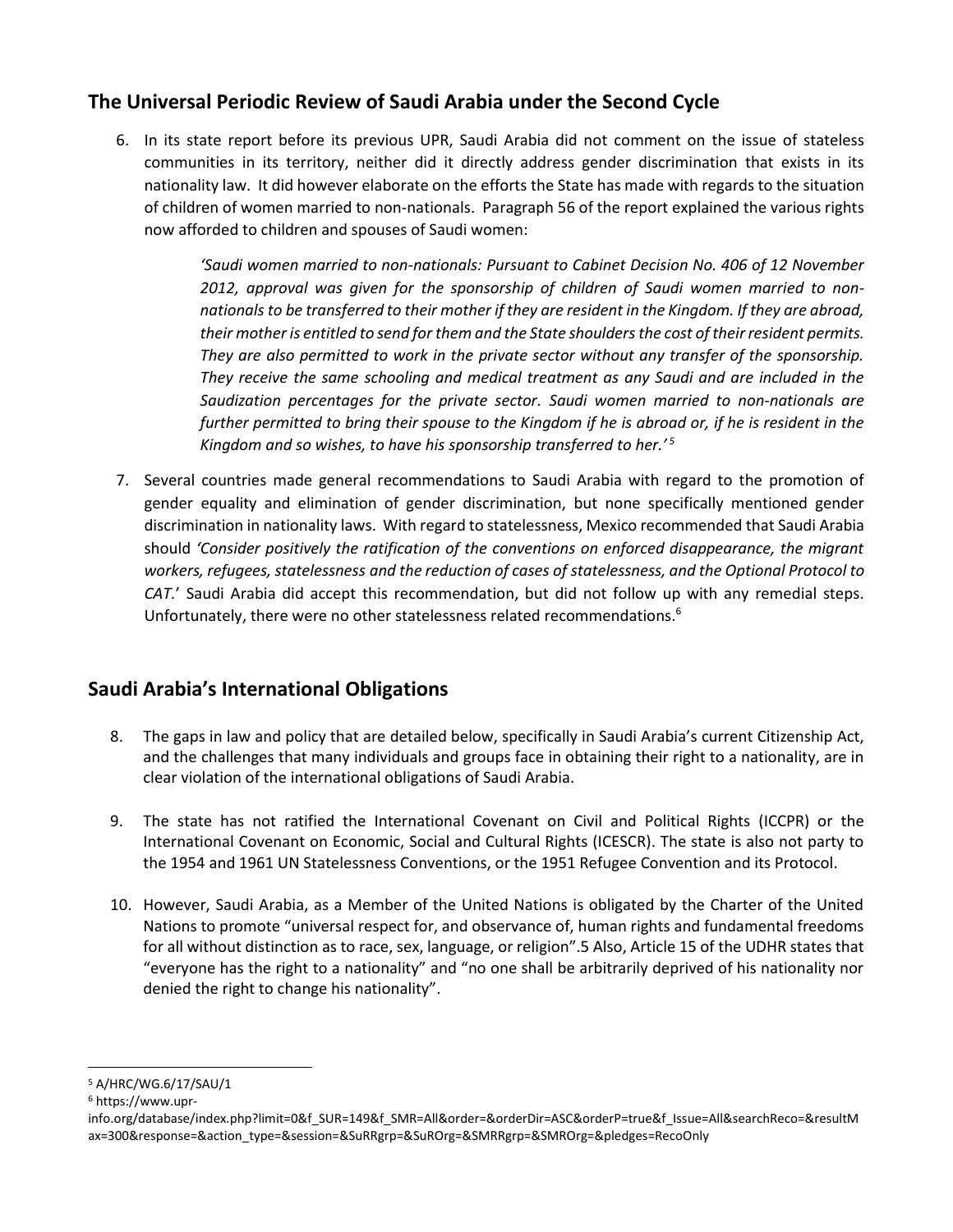## The Universal Periodic Review of Saudi Arabia under the Second Cycle

6. In its state report before its previous UPR, Saudi Arabia did not comment on the issue of stateless communities in its territory, neither did it directly address gender discrimination that exists in its nationality law. It did however elaborate on the efforts the State has made with regards to the situation of children of women married to non-nationals. Paragraph 56 of the report explained the various rights now afforded to children and spouses of Saudi women:

   > *'Saudi women married to non-nationals: Pursuant to Cabinet Decision No. 406 of 12 November 2012, approval was given for the sponsorship of children of Saudi women married to non-nationals to be transferred to their mother if they are resident in the Kingdom. If they are abroad, their mother is entitled to send for them and the State shoulders the cost of their resident permits. They are also permitted to work in the private sector without any transfer of the sponsorship. They receive the same schooling and medical treatment as any Saudi and are included in the Saudization percentages for the private sector. Saudi women married to non-nationals are further permitted to bring their spouse to the Kingdom if he is abroad or, if he is resident in the Kingdom and so wishes, to have his sponsorship transferred to her.'* [5]

7. Several countries made general recommendations to Saudi Arabia with regard to the promotion of gender equality and elimination of gender discrimination, but none specifically mentioned gender discrimination in nationality laws. With regard to statelessness, Mexico recommended that Saudi Arabia should *'Consider positively the ratification of the conventions on enforced disappearance, the migrant workers, refugees, statelessness and the reduction of cases of statelessness, and the Optional Protocol to CAT.*' Saudi Arabia did accept this recommendation, but did not follow up with any remedial steps. Unfortunately, there were no other statelessness related recommendations.[6]

## Saudi Arabia's International Obligations

8. The gaps in law and policy that are detailed below, specifically in Saudi Arabia's current Citizenship Act, and the challenges that many individuals and groups face in obtaining their right to a nationality, are in clear violation of the international obligations of Saudi Arabia.

9. The state has not ratified the International Covenant on Civil and Political Rights (ICCPR) or the International Covenant on Economic, Social and Cultural Rights (ICESCR). The state is also not party to the 1954 and 1961 UN Statelessness Conventions, or the 1951 Refugee Convention and its Protocol.

10. However, Saudi Arabia, as a Member of the United Nations is obligated by the Charter of the United Nations to promote "universal respect for, and observance of, human rights and fundamental freedoms for all without distinction as to race, sex, language, or religion".5 Also, Article 15 of the UDHR states that "everyone has the right to a nationality" and "no one shall be arbitrarily deprived of his nationality nor denied the right to change his nationality".

---

[5] A/HRC/WG.6/17/SAU/1

[6] https://www.upr-info.org/database/index.php?limit=0&f_SUR=149&f_SMR=All&order=&orderDir=ASC&orderP=true&f_Issue=All&searchReco=&resultMax=300&response=&action_type=&session=&SuRRgrp=&SuROrg=&SMRRgrp=&SMROrg=&pledges=RecoOnly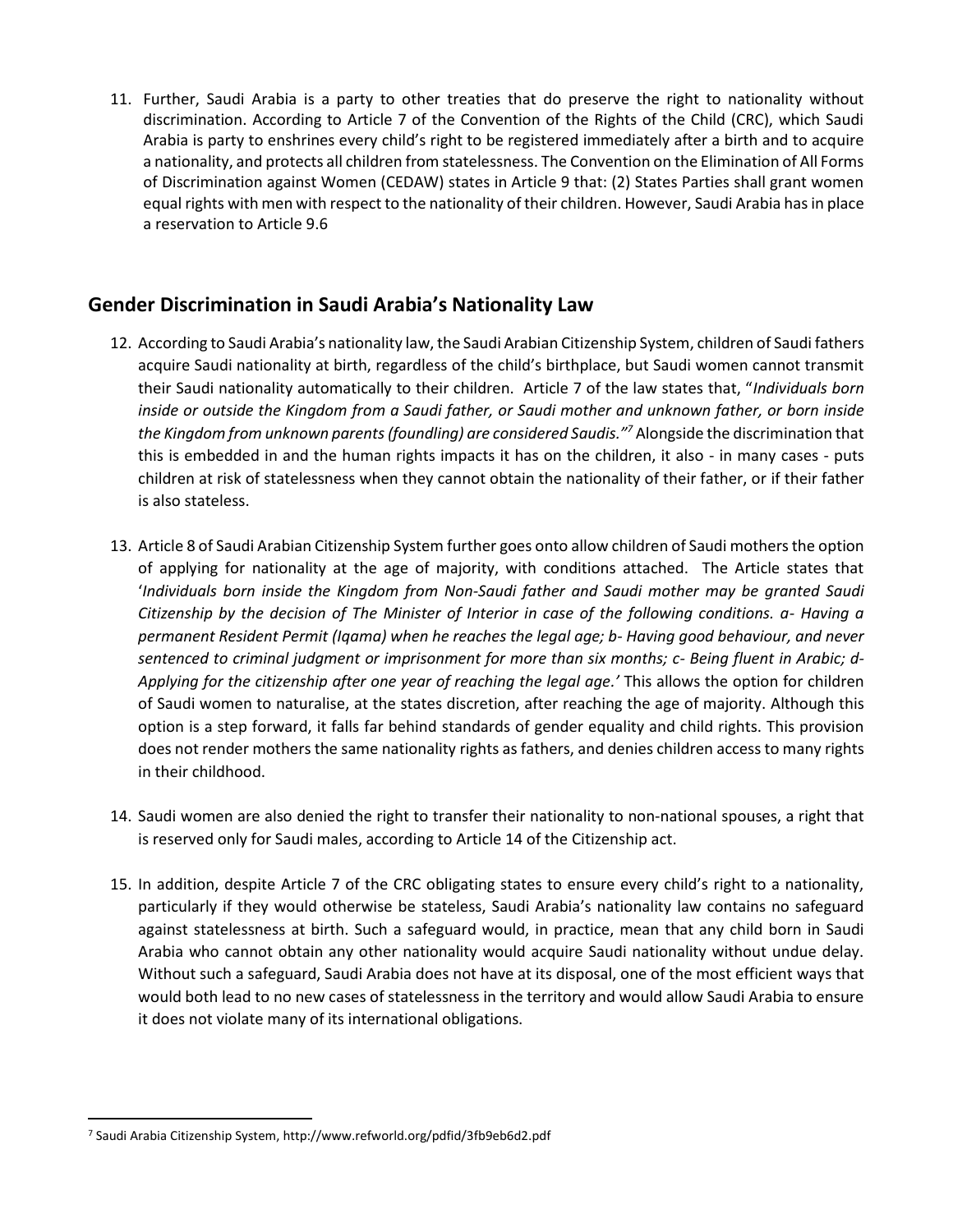11. Further, Saudi Arabia is a party to other treaties that do preserve the right to nationality without discrimination. According to Article 7 of the Convention of the Rights of the Child (CRC), which Saudi Arabia is party to enshrines every child's right to be registered immediately after a birth and to acquire a nationality, and protects all children from statelessness. The Convention on the Elimination of All Forms of Discrimination against Women (CEDAW) states in Article 9 that: (2) States Parties shall grant women equal rights with men with respect to the nationality of their children. However, Saudi Arabia has in place a reservation to Article 9.6

## Gender Discrimination in Saudi Arabia's Nationality Law

12. According to Saudi Arabia's nationality law, the Saudi Arabian Citizenship System, children of Saudi fathers acquire Saudi nationality at birth, regardless of the child's birthplace, but Saudi women cannot transmit their Saudi nationality automatically to their children. Article 7 of the law states that, "*Individuals born inside or outside the Kingdom from a Saudi father, or Saudi mother and unknown father, or born inside the Kingdom from unknown parents (foundling) are considered Saudis.*"[7] Alongside the discrimination that this is embedded in and the human rights impacts it has on the children, it also - in many cases - puts children at risk of statelessness when they cannot obtain the nationality of their father, or if their father is also stateless.

13. Article 8 of Saudi Arabian Citizenship System further goes onto allow children of Saudi mothers the option of applying for nationality at the age of majority, with conditions attached. The Article states that '*Individuals born inside the Kingdom from Non-Saudi father and Saudi mother may be granted Saudi Citizenship by the decision of The Minister of Interior in case of the following conditions. a- Having a permanent Resident Permit (Iqama) when he reaches the legal age; b- Having good behaviour, and never sentenced to criminal judgment or imprisonment for more than six months; c- Being fluent in Arabic; d- Applying for the citizenship after one year of reaching the legal age.*' This allows the option for children of Saudi women to naturalise, at the states discretion, after reaching the age of majority. Although this option is a step forward, it falls far behind standards of gender equality and child rights. This provision does not render mothers the same nationality rights as fathers, and denies children access to many rights in their childhood.

14. Saudi women are also denied the right to transfer their nationality to non-national spouses, a right that is reserved only for Saudi males, according to Article 14 of the Citizenship act.

15. In addition, despite Article 7 of the CRC obligating states to ensure every child's right to a nationality, particularly if they would otherwise be stateless, Saudi Arabia's nationality law contains no safeguard against statelessness at birth. Such a safeguard would, in practice, mean that any child born in Saudi Arabia who cannot obtain any other nationality would acquire Saudi nationality without undue delay. Without such a safeguard, Saudi Arabia does not have at its disposal, one of the most efficient ways that would both lead to no new cases of statelessness in the territory and would allow Saudi Arabia to ensure it does not violate many of its international obligations.

---

[7] Saudi Arabia Citizenship System, http://www.refworld.org/pdfid/3fb9eb6d2.pdf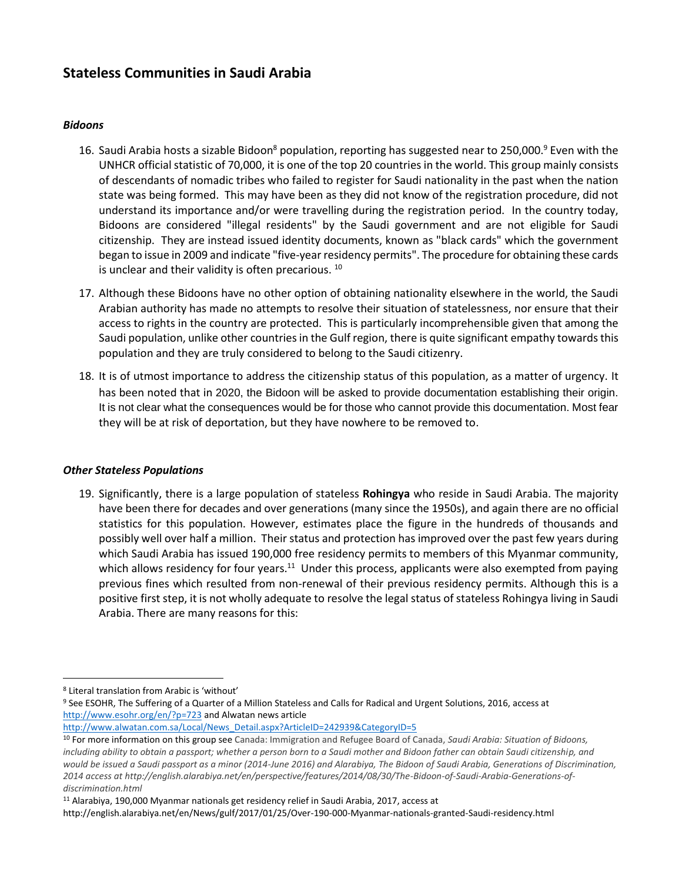## Stateless Communities in Saudi Arabia

### *Bidoons*

16. Saudi Arabia hosts a sizable Bidoon[8] population, reporting has suggested near to 250,000.[9] Even with the UNHCR official statistic of 70,000, it is one of the top 20 countries in the world. This group mainly consists of descendants of nomadic tribes who failed to register for Saudi nationality in the past when the nation state was being formed. This may have been as they did not know of the registration procedure, did not understand its importance and/or were travelling during the registration period. In the country today, Bidoons are considered "illegal residents" by the Saudi government and are not eligible for Saudi citizenship. They are instead issued identity documents, known as "black cards" which the government began to issue in 2009 and indicate "five-year residency permits". The procedure for obtaining these cards is unclear and their validity is often precarious. [10]

17. Although these Bidoons have no other option of obtaining nationality elsewhere in the world, the Saudi Arabian authority has made no attempts to resolve their situation of statelessness, nor ensure that their access to rights in the country are protected. This is particularly incomprehensible given that among the Saudi population, unlike other countries in the Gulf region, there is quite significant empathy towards this population and they are truly considered to belong to the Saudi citizenry.

18. It is of utmost importance to address the citizenship status of this population, as a matter of urgency. It has been noted that in 2020, the Bidoon will be asked to provide documentation establishing their origin. It is not clear what the consequences would be for those who cannot provide this documentation. Most fear they will be at risk of deportation, but they have nowhere to be removed to.

### *Other Stateless Populations*

19. Significantly, there is a large population of stateless **Rohingya** who reside in Saudi Arabia. The majority have been there for decades and over generations (many since the 1950s), and again there are no official statistics for this population. However, estimates place the figure in the hundreds of thousands and possibly well over half a million. Their status and protection has improved over the past few years during which Saudi Arabia has issued 190,000 free residency permits to members of this Myanmar community, which allows residency for four years.[11] Under this process, applicants were also exempted from paying previous fines which resulted from non-renewal of their previous residency permits. Although this is a positive first step, it is not wholly adequate to resolve the legal status of stateless Rohingya living in Saudi Arabia. There are many reasons for this:

---

[8] Literal translation from Arabic is 'without'

[9] See ESOHR, The Suffering of a Quarter of a Million Stateless and Calls for Radical and Urgent Solutions, 2016, access at http://www.esohr.org/en/?p=723 and Alwatan news article http://www.alwatan.com.sa/Local/News_Detail.aspx?ArticleID=242939&CategoryID=5

[10] For more information on this group see Canada: Immigration and Refugee Board of Canada, *Saudi Arabia: Situation of Bidoons, including ability to obtain a passport; whether a person born to a Saudi mother and Bidoon father can obtain Saudi citizenship, and would be issued a Saudi passport as a minor (2014-June 2016) and Alarabiya, The Bidoon of Saudi Arabia, Generations of Discrimination, 2014 access at http://english.alarabiya.net/en/perspective/features/2014/08/30/The-Bidoon-of-Saudi-Arabia-Generations-of-discrimination.html*

[11] Alarabiya, 190,000 Myanmar nationals get residency relief in Saudi Arabia, 2017, access at http://english.alarabiya.net/en/News/gulf/2017/01/25/Over-190-000-Myanmar-nationals-granted-Saudi-residency.html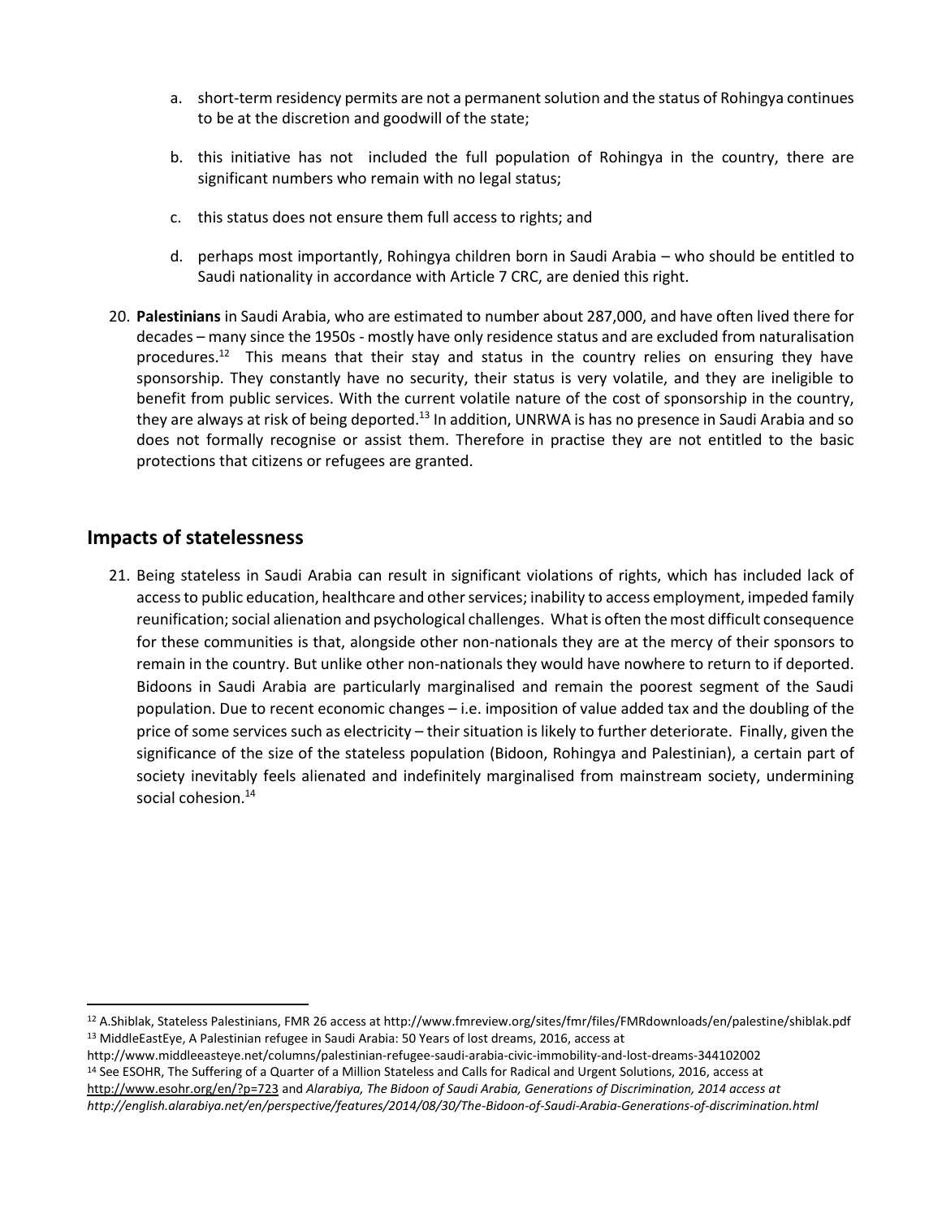a. short-term residency permits are not a permanent solution and the status of Rohingya continues to be at the discretion and goodwill of the state;

b. this initiative has not included the full population of Rohingya in the country, there are significant numbers who remain with no legal status;

c. this status does not ensure them full access to rights; and

d. perhaps most importantly, Rohingya children born in Saudi Arabia – who should be entitled to Saudi nationality in accordance with Article 7 CRC, are denied this right.

20. **Palestinians** in Saudi Arabia, who are estimated to number about 287,000, and have often lived there for decades – many since the 1950s - mostly have only residence status and are excluded from naturalisation procedures.[12] This means that their stay and status in the country relies on ensuring they have sponsorship. They constantly have no security, their status is very volatile, and they are ineligible to benefit from public services. With the current volatile nature of the cost of sponsorship in the country, they are always at risk of being deported.[13] In addition, UNRWA is has no presence in Saudi Arabia and so does not formally recognise or assist them. Therefore in practise they are not entitled to the basic protections that citizens or refugees are granted.

## Impacts of statelessness

21. Being stateless in Saudi Arabia can result in significant violations of rights, which has included lack of access to public education, healthcare and other services; inability to access employment, impeded family reunification; social alienation and psychological challenges. What is often the most difficult consequence for these communities is that, alongside other non-nationals they are at the mercy of their sponsors to remain in the country. But unlike other non-nationals they would have nowhere to return to if deported. Bidoons in Saudi Arabia are particularly marginalised and remain the poorest segment of the Saudi population. Due to recent economic changes – i.e. imposition of value added tax and the doubling of the price of some services such as electricity – their situation is likely to further deteriorate. Finally, given the significance of the size of the stateless population (Bidoon, Rohingya and Palestinian), a certain part of society inevitably feels alienated and indefinitely marginalised from mainstream society, undermining social cohesion.[14]

---

[12] A.Shiblak, Stateless Palestinians, FMR 26 access at http://www.fmreview.org/sites/fmr/files/FMRdownloads/en/palestine/shiblak.pdf

[13] MiddleEastEye, A Palestinian refugee in Saudi Arabia: 50 Years of lost dreams, 2016, access at http://www.middleeasteye.net/columns/palestinian-refugee-saudi-arabia-civic-immobility-and-lost-dreams-344102002

[14] See ESOHR, The Suffering of a Quarter of a Million Stateless and Calls for Radical and Urgent Solutions, 2016, access at http://www.esohr.org/en/?p=723 and *Alarabiya, The Bidoon of Saudi Arabia, Generations of Discrimination, 2014 access at http://english.alarabiya.net/en/perspective/features/2014/08/30/The-Bidoon-of-Saudi-Arabia-Generations-of-discrimination.html*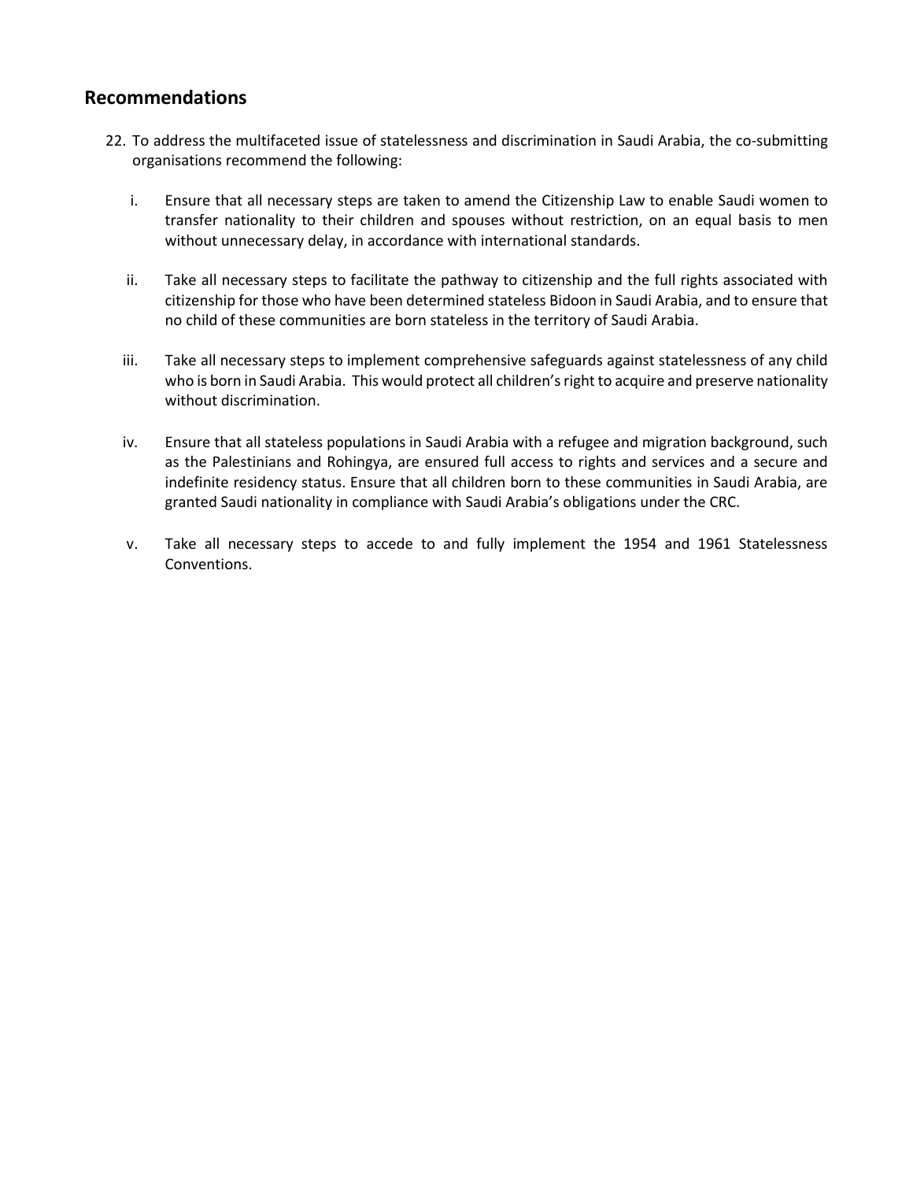## Recommendations

22. To address the multifaceted issue of statelessness and discrimination in Saudi Arabia, the co-submitting organisations recommend the following:

    i. Ensure that all necessary steps are taken to amend the Citizenship Law to enable Saudi women to transfer nationality to their children and spouses without restriction, on an equal basis to men without unnecessary delay, in accordance with international standards.

    ii. Take all necessary steps to facilitate the pathway to citizenship and the full rights associated with citizenship for those who have been determined stateless Bidoon in Saudi Arabia, and to ensure that no child of these communities are born stateless in the territory of Saudi Arabia.

    iii. Take all necessary steps to implement comprehensive safeguards against statelessness of any child who is born in Saudi Arabia. This would protect all children's right to acquire and preserve nationality without discrimination.

    iv. Ensure that all stateless populations in Saudi Arabia with a refugee and migration background, such as the Palestinians and Rohingya, are ensured full access to rights and services and a secure and indefinite residency status. Ensure that all children born to these communities in Saudi Arabia, are granted Saudi nationality in compliance with Saudi Arabia's obligations under the CRC.

    v. Take all necessary steps to accede to and fully implement the 1954 and 1961 Statelessness Conventions.